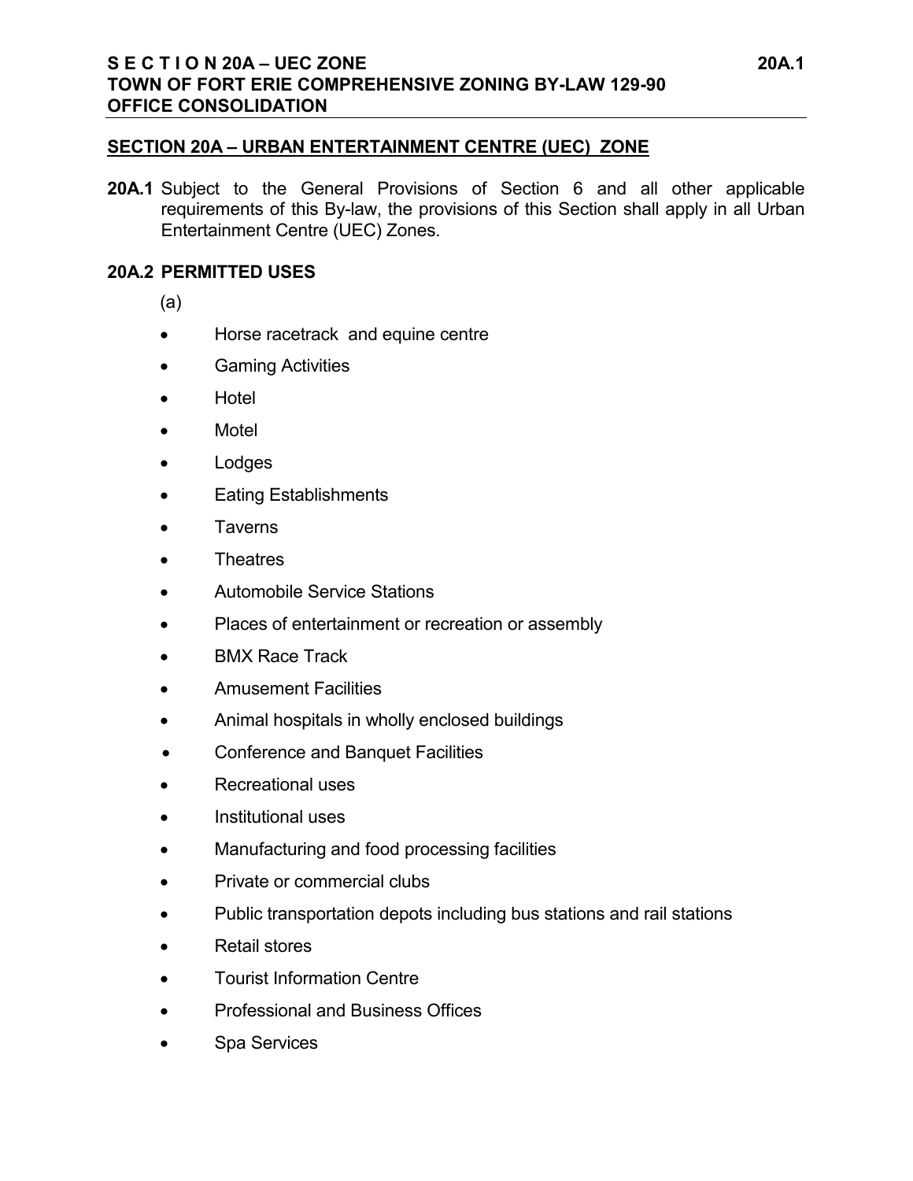## SECTION 20A – URBAN ENTERTAINMENT CENTRE (UEC) ZONE

**20A.1** Subject to the General Provisions of Section 6 and all other applicable requirements of this By-law, the provisions of this Section shall apply in all Urban Entertainment Centre (UEC) Zones.

### 20A.2 PERMITTED USES

(a)

- Horse racetrack and equine centre
- Gaming Activities
- Hotel
- Motel
- Lodges
- Eating Establishments
- Taverns
- Theatres
- Automobile Service Stations
- Places of entertainment or recreation or assembly
- BMX Race Track
- Amusement Facilities
- Animal hospitals in wholly enclosed buildings
- Conference and Banquet Facilities
- Recreational uses
- Institutional uses
- Manufacturing and food processing facilities
- Private or commercial clubs
- Public transportation depots including bus stations and rail stations
- Retail stores
- Tourist Information Centre
- Professional and Business Offices
- Spa Services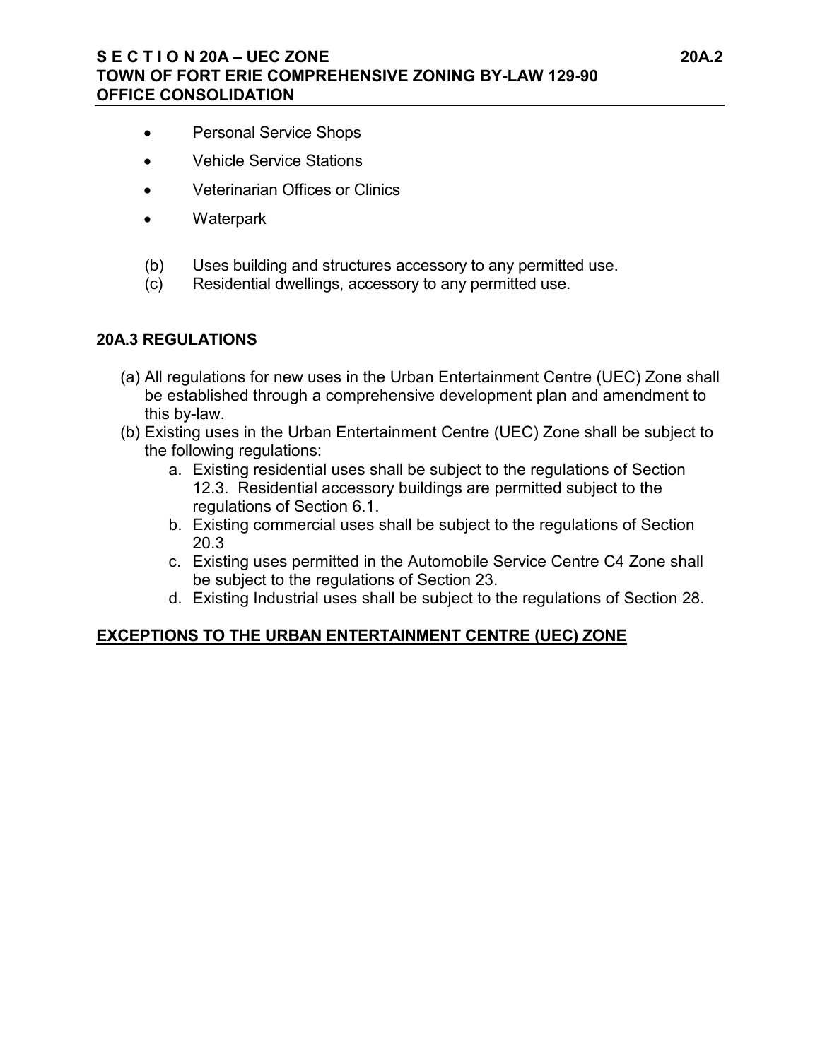- Personal Service Shops
- Vehicle Service Stations
- Veterinarian Offices or Clinics
- Waterpark

(b) Uses building and structures accessory to any permitted use.
(c) Residential dwellings, accessory to any permitted use.

## 20A.3 REGULATIONS

(a) All regulations for new uses in the Urban Entertainment Centre (UEC) Zone shall be established through a comprehensive development plan and amendment to this by-law.
(b) Existing uses in the Urban Entertainment Centre (UEC) Zone shall be subject to the following regulations:
   a. Existing residential uses shall be subject to the regulations of Section 12.3. Residential accessory buildings are permitted subject to the regulations of Section 6.1.
   b. Existing commercial uses shall be subject to the regulations of Section 20.3
   c. Existing uses permitted in the Automobile Service Centre C4 Zone shall be subject to the regulations of Section 23.
   d. Existing Industrial uses shall be subject to the regulations of Section 28.

**EXCEPTIONS TO THE URBAN ENTERTAINMENT CENTRE (UEC) ZONE**